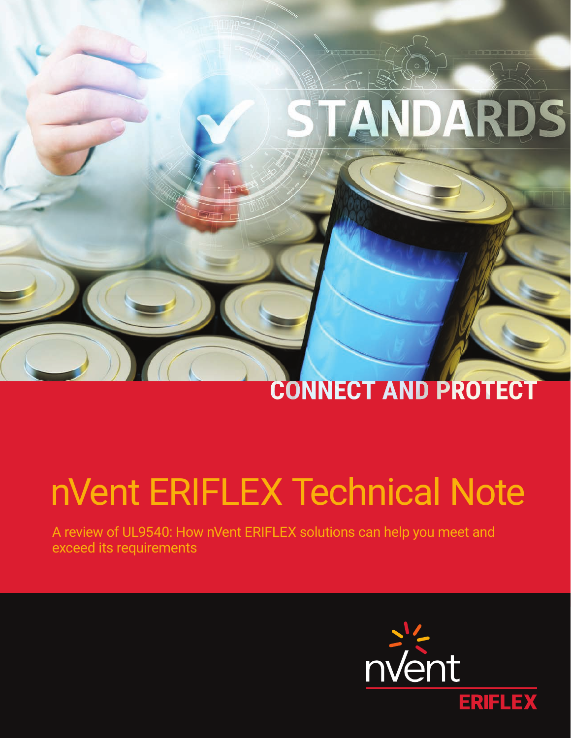STANDARDS

**CONNECT AND PROTECT**

# nVent ERIFLEX Technical Note

A review of UL9540: How nVent ERIFLEX solutions can help you meet and exceed its requirements

nVent ERIFLEX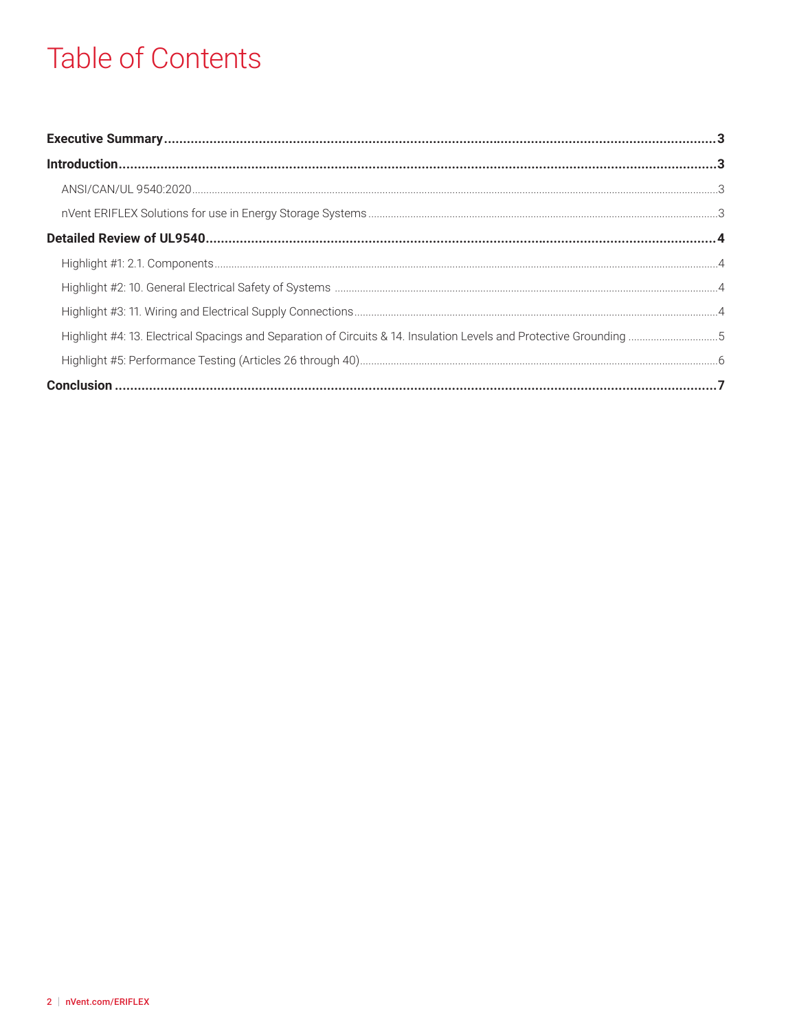# Table of Contents

**Executive Summary** ... **3**

**Introduction** ... **3**

- ANSI/CAN/UL 9540:2020 ... 3
- nVent ERIFLEX Solutions for use in Energy Storage Systems ... 3

**Detailed Review of UL9540** ... **4**

- Highlight #1: 2.1. Components ... 4
- Highlight #2: 10. General Electrical Safety of Systems ... 4
- Highlight #3: 11. Wiring and Electrical Supply Connections ... 4
- Highlight #4: 13. Electrical Spacings and Separation of Circuits & 14. Insulation Levels and Protective Grounding ... 5
- Highlight #5: Performance Testing (Articles 26 through 40) ... 6

**Conclusion** ... **7**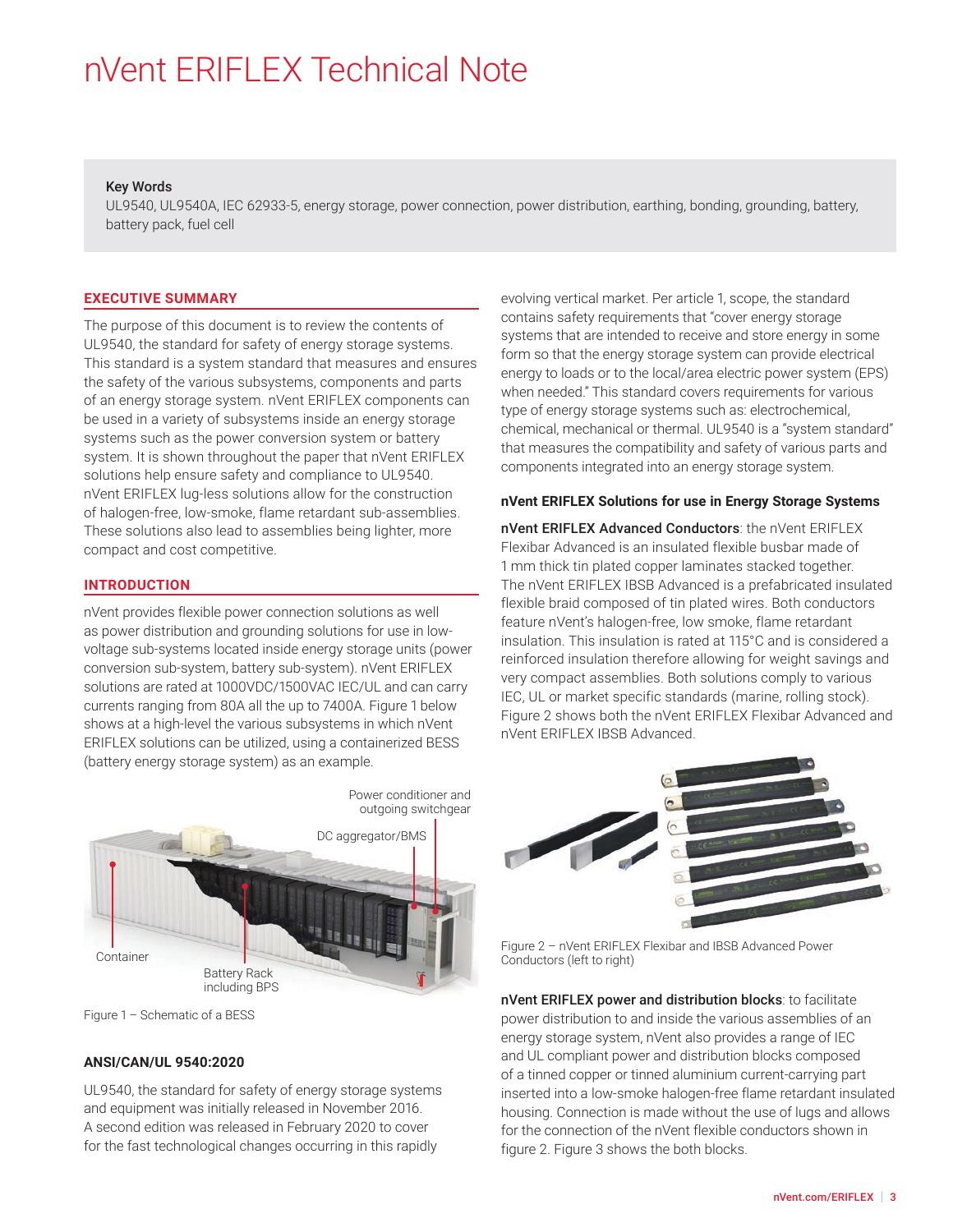# nVent ERIFLEX Technical Note

**Key Words**

UL9540, UL9540A, IEC 62933-5, energy storage, power connection, power distribution, earthing, bonding, grounding, battery, battery pack, fuel cell

## EXECUTIVE SUMMARY

The purpose of this document is to review the contents of UL9540, the standard for safety of energy storage systems. This standard is a system standard that measures and ensures the safety of the various subsystems, components and parts of an energy storage system. nVent ERIFLEX components can be used in a variety of subsystems inside an energy storage systems such as the power conversion system or battery system. It is shown throughout the paper that nVent ERIFLEX solutions help ensure safety and compliance to UL9540. nVent ERIFLEX lug-less solutions allow for the construction of halogen-free, low-smoke, flame retardant sub-assemblies. These solutions also lead to assemblies being lighter, more compact and cost competitive.

## INTRODUCTION

nVent provides flexible power connection solutions as well as power distribution and grounding solutions for use in low-voltage sub-systems located inside energy storage units (power conversion sub-system, battery sub-system). nVent ERIFLEX solutions are rated at 1000VDC/1500VAC IEC/UL and can carry currents ranging from 80A all the up to 7400A. Figure 1 below shows at a high-level the various subsystems in which nVent ERIFLEX solutions can be utilized, using a containerized BESS (battery energy storage system) as an example.

Power conditioner and outgoing switchgear

DC aggregator/BMS

Container

Battery Rack including BPS

Figure 1 – Schematic of a BESS

### ANSI/CAN/UL 9540:2020

UL9540, the standard for safety of energy storage systems and equipment was initially released in November 2016. A second edition was released in February 2020 to cover for the fast technological changes occurring in this rapidly evolving vertical market. Per article 1, scope, the standard contains safety requirements that "cover energy storage systems that are intended to receive and store energy in some form so that the energy storage system can provide electrical energy to loads or to the local/area electric power system (EPS) when needed." This standard covers requirements for various type of energy storage systems such as: electrochemical, chemical, mechanical or thermal. UL9540 is a "system standard" that measures the compatibility and safety of various parts and components integrated into an energy storage system.

### nVent ERIFLEX Solutions for use in Energy Storage Systems

**nVent ERIFLEX Advanced Conductors**: the nVent ERIFLEX Flexibar Advanced is an insulated flexible busbar made of 1 mm thick tin plated copper laminates stacked together. The nVent ERIFLEX IBSB Advanced is a prefabricated insulated flexible braid composed of tin plated wires. Both conductors feature nVent's halogen-free, low smoke, flame retardant insulation. This insulation is rated at 115°C and is considered a reinforced insulation therefore allowing for weight savings and very compact assemblies. Both solutions comply to various IEC, UL or market specific standards (marine, rolling stock). Figure 2 shows both the nVent ERIFLEX Flexibar Advanced and nVent ERIFLEX IBSB Advanced.

Figure 2 – nVent ERIFLEX Flexibar and IBSB Advanced Power Conductors (left to right)

**nVent ERIFLEX power and distribution blocks**: to facilitate power distribution to and inside the various assemblies of an energy storage system, nVent also provides a range of IEC and UL compliant power and distribution blocks composed of a tinned copper or tinned aluminium current-carrying part inserted into a low-smoke halogen-free flame retardant insulated housing. Connection is made without the use of lugs and allows for the connection of the nVent flexible conductors shown in figure 2. Figure 3 shows the both blocks.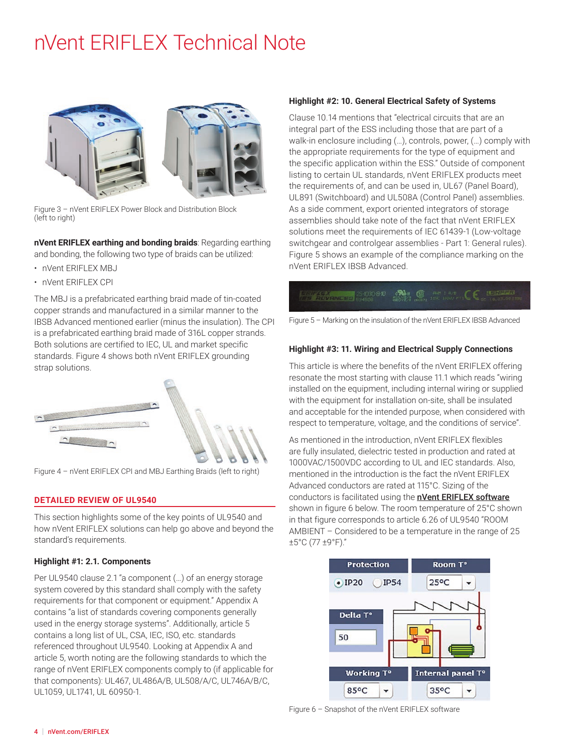# nVent ERIFLEX Technical Note

Figure 3 – nVent ERIFLEX Power Block and Distribution Block (left to right)

**nVent ERIFLEX earthing and bonding braids**: Regarding earthing and bonding, the following two type of braids can be utilized:

- nVent ERIFLEX MBJ
- nVent ERIFLEX CPI

The MBJ is a prefabricated earthing braid made of tin-coated copper strands and manufactured in a similar manner to the IBSB Advanced mentioned earlier (minus the insulation). The CPI is a prefabricated earthing braid made of 316L copper strands. Both solutions are certified to IEC, UL and market specific standards. Figure 4 shows both nVent ERIFLEX grounding strap solutions.

Figure 4 – nVent ERIFLEX CPI and MBJ Earthing Braids (left to right)

## DETAILED REVIEW OF UL9540

This section highlights some of the key points of UL9540 and how nVent ERIFLEX solutions can help go above and beyond the standard's requirements.

### Highlight #1: 2.1. Components

Per UL9540 clause 2.1 "a component (…) of an energy storage system covered by this standard shall comply with the safety requirements for that component or equipment." Appendix A contains "a list of standards covering components generally used in the energy storage systems". Additionally, article 5 contains a long list of UL, CSA, IEC, ISO, etc. standards referenced throughout UL9540. Looking at Appendix A and article 5, worth noting are the following standards to which the range of nVent ERIFLEX components comply to (if applicable for that components): UL467, UL486A/B, UL508A/C, UL746A/B/C, UL1059, UL1741, UL 60950-1.

### Highlight #2: 10. General Electrical Safety of Systems

Clause 10.14 mentions that "electrical circuits that are an integral part of the ESS including those that are part of a walk-in enclosure including (…), controls, power, (…) comply with the appropriate requirements for the type of equipment and the specific application within the ESS." Outside of component listing to certain UL standards, nVent ERIFLEX products meet the requirements of, and can be used in, UL67 (Panel Board), UL891 (Switchboard) and UL508A (Control Panel) assemblies. As a side comment, export oriented integrators of storage assemblies should take note of the fact that nVent ERIFLEX solutions meet the requirements of IEC 61439-1 (Low-voltage switchgear and controlgear assemblies - Part 1: General rules). Figure 5 shows an example of the compliance marking on the nVent ERIFLEX IBSB Advanced.

Figure 5 – Marking on the insulation of the nVent ERIFLEX IBSB Advanced

### Highlight #3: 11. Wiring and Electrical Supply Connections

This article is where the benefits of the nVent ERIFLEX offering resonate the most starting with clause 11.1 which reads "wiring installed on the equipment, including internal wiring or supplied with the equipment for installation on-site, shall be insulated and acceptable for the intended purpose, when considered with respect to temperature, voltage, and the conditions of service".

As mentioned in the introduction, nVent ERIFLEX flexibles are fully insulated, dielectric tested in production and rated at 1000VAC/1500VDC according to UL and IEC standards. Also, mentioned in the introduction is the fact the nVent ERIFLEX Advanced conductors are rated at 115°C. Sizing of the conductors is facilitated using the **nVent ERIFLEX software** shown in figure 6 below. The room temperature of 25°C shown in that figure corresponds to article 6.26 of UL9540 "ROOM AMBIENT – Considered to be a temperature in the range of 25 ±5°C (77 ±9°F)."

Figure 6 – Snapshot of the nVent ERIFLEX software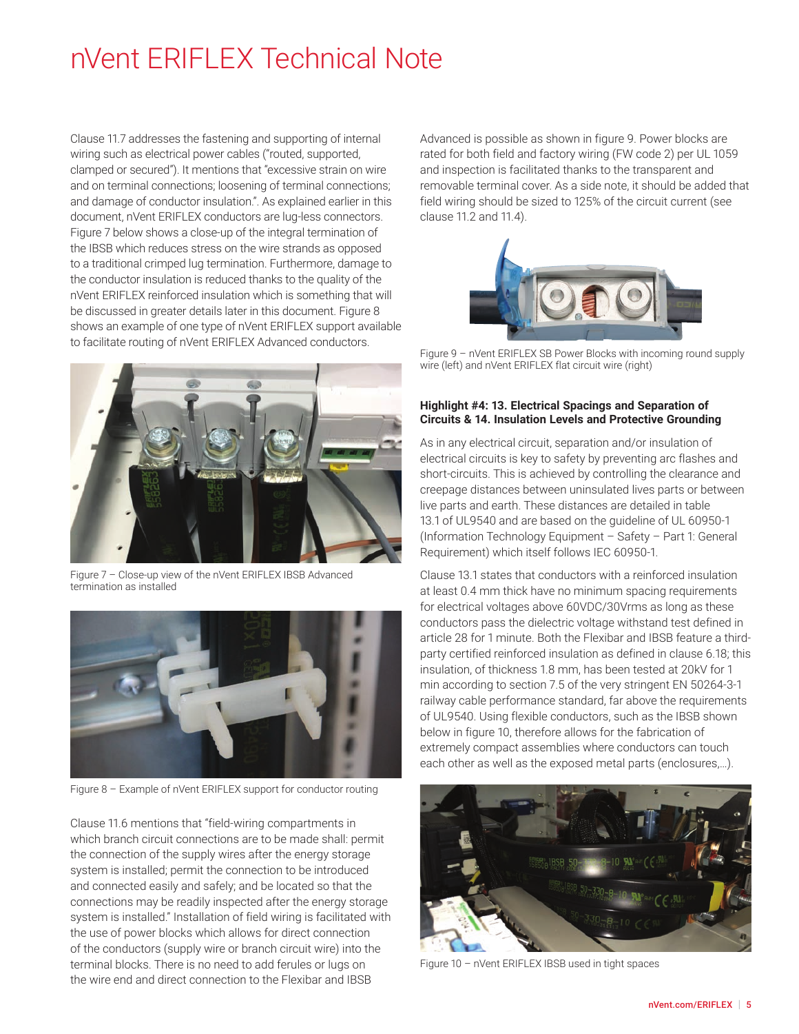Clause 11.7 addresses the fastening and supporting of internal wiring such as electrical power cables ("routed, supported, clamped or secured"). It mentions that "excessive strain on wire and on terminal connections; loosening of terminal connections; and damage of conductor insulation.". As explained earlier in this document, nVent ERIFLEX conductors are lug-less connectors. Figure 7 below shows a close-up of the integral termination of the IBSB which reduces stress on the wire strands as opposed to a traditional crimped lug termination. Furthermore, damage to the conductor insulation is reduced thanks to the quality of the nVent ERIFLEX reinforced insulation which is something that will be discussed in greater details later in this document. Figure 8 shows an example of one type of nVent ERIFLEX support available to facilitate routing of nVent ERIFLEX Advanced conductors.

Figure 7 – Close-up view of the nVent ERIFLEX IBSB Advanced termination as installed

Figure 8 – Example of nVent ERIFLEX support for conductor routing

Clause 11.6 mentions that "field-wiring compartments in which branch circuit connections are to be made shall: permit the connection of the supply wires after the energy storage system is installed; permit the connection to be introduced and connected easily and safely; and be located so that the connections may be readily inspected after the energy storage system is installed." Installation of field wiring is facilitated with the use of power blocks which allows for direct connection of the conductors (supply wire or branch circuit wire) into the terminal blocks. There is no need to add ferules or lugs on the wire end and direct connection to the Flexibar and IBSB Advanced is possible as shown in figure 9. Power blocks are rated for both field and factory wiring (FW code 2) per UL 1059 and inspection is facilitated thanks to the transparent and removable terminal cover. As a side note, it should be added that field wiring should be sized to 125% of the circuit current (see clause 11.2 and 11.4).

Figure 9 – nVent ERIFLEX SB Power Blocks with incoming round supply wire (left) and nVent ERIFLEX flat circuit wire (right)

### Highlight #4: 13. Electrical Spacings and Separation of Circuits & 14. Insulation Levels and Protective Grounding

As in any electrical circuit, separation and/or insulation of electrical circuits is key to safety by preventing arc flashes and short-circuits. This is achieved by controlling the clearance and creepage distances between uninsulated lives parts or between live parts and earth. These distances are detailed in table 13.1 of UL9540 and are based on the guideline of UL 60950-1 (Information Technology Equipment – Safety – Part 1: General Requirement) which itself follows IEC 60950-1.

Clause 13.1 states that conductors with a reinforced insulation at least 0.4 mm thick have no minimum spacing requirements for electrical voltages above 60VDC/30Vrms as long as these conductors pass the dielectric voltage withstand test defined in article 28 for 1 minute. Both the Flexibar and IBSB feature a third-party certified reinforced insulation as defined in clause 6.18; this insulation, of thickness 1.8 mm, has been tested at 20kV for 1 min according to section 7.5 of the very stringent EN 50264-3-1 railway cable performance standard, far above the requirements of UL9540. Using flexible conductors, such as the IBSB shown below in figure 10, therefore allows for the fabrication of extremely compact assemblies where conductors can touch each other as well as the exposed metal parts (enclosures,…).

Figure 10 – nVent ERIFLEX IBSB used in tight spaces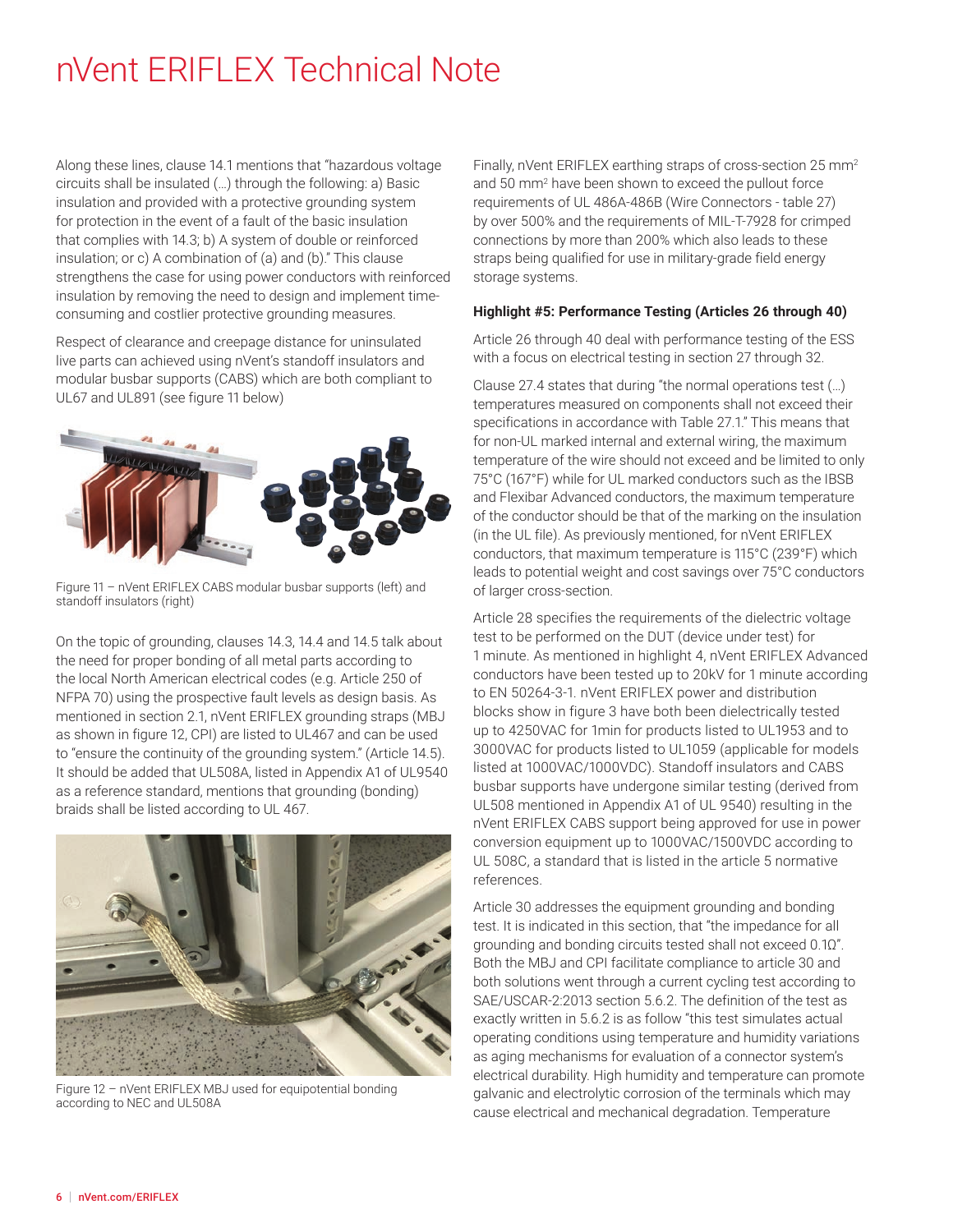# nVent ERIFLEX Technical Note

Along these lines, clause 14.1 mentions that "hazardous voltage circuits shall be insulated (…) through the following: a) Basic insulation and provided with a protective grounding system for protection in the event of a fault of the basic insulation that complies with 14.3; b) A system of double or reinforced insulation; or c) A combination of (a) and (b)." This clause strengthens the case for using power conductors with reinforced insulation by removing the need to design and implement time-consuming and costlier protective grounding measures.

Respect of clearance and creepage distance for uninsulated live parts can achieved using nVent's standoff insulators and modular busbar supports (CABS) which are both compliant to UL67 and UL891 (see figure 11 below)

Figure 11 – nVent ERIFLEX CABS modular busbar supports (left) and standoff insulators (right)

On the topic of grounding, clauses 14.3, 14.4 and 14.5 talk about the need for proper bonding of all metal parts according to the local North American electrical codes (e.g. Article 250 of NFPA 70) using the prospective fault levels as design basis. As mentioned in section 2.1, nVent ERIFLEX grounding straps (MBJ as shown in figure 12, CPI) are listed to UL467 and can be used to "ensure the continuity of the grounding system." (Article 14.5). It should be added that UL508A, listed in Appendix A1 of UL9540 as a reference standard, mentions that grounding (bonding) braids shall be listed according to UL 467.

Figure 12 – nVent ERIFLEX MBJ used for equipotential bonding according to NEC and UL508A

Finally, nVent ERIFLEX earthing straps of cross-section 25 mm$^2$ and 50 mm$^2$ have been shown to exceed the pullout force requirements of UL 486A-486B (Wire Connectors - table 27) by over 500% and the requirements of MIL-T-7928 for crimped connections by more than 200% which also leads to these straps being qualified for use in military-grade field energy storage systems.

**Highlight #5: Performance Testing (Articles 26 through 40)**

Article 26 through 40 deal with performance testing of the ESS with a focus on electrical testing in section 27 through 32.

Clause 27.4 states that during "the normal operations test (…) temperatures measured on components shall not exceed their specifications in accordance with Table 27.1." This means that for non-UL marked internal and external wiring, the maximum temperature of the wire should not exceed and be limited to only 75°C (167°F) while for UL marked conductors such as the IBSB and Flexibar Advanced conductors, the maximum temperature of the conductor should be that of the marking on the insulation (in the UL file). As previously mentioned, for nVent ERIFLEX conductors, that maximum temperature is 115°C (239°F) which leads to potential weight and cost savings over 75°C conductors of larger cross-section.

Article 28 specifies the requirements of the dielectric voltage test to be performed on the DUT (device under test) for 1 minute. As mentioned in highlight 4, nVent ERIFLEX Advanced conductors have been tested up to 20kV for 1 minute according to EN 50264-3-1. nVent ERIFLEX power and distribution blocks show in figure 3 have both been dielectrically tested up to 4250VAC for 1min for products listed to UL1953 and to 3000VAC for products listed to UL1059 (applicable for models listed at 1000VAC/1000VDC). Standoff insulators and CABS busbar supports have undergone similar testing (derived from UL508 mentioned in Appendix A1 of UL 9540) resulting in the nVent ERIFLEX CABS support being approved for use in power conversion equipment up to 1000VAC/1500VDC according to UL 508C, a standard that is listed in the article 5 normative references.

Article 30 addresses the equipment grounding and bonding test. It is indicated in this section, that "the impedance for all grounding and bonding circuits tested shall not exceed 0.1Ω". Both the MBJ and CPI facilitate compliance to article 30 and both solutions went through a current cycling test according to SAE/USCAR-2:2013 section 5.6.2. The definition of the test as exactly written in 5.6.2 is as follow "this test simulates actual operating conditions using temperature and humidity variations as aging mechanisms for evaluation of a connector system's electrical durability. High humidity and temperature can promote galvanic and electrolytic corrosion of the terminals which may cause electrical and mechanical degradation. Temperature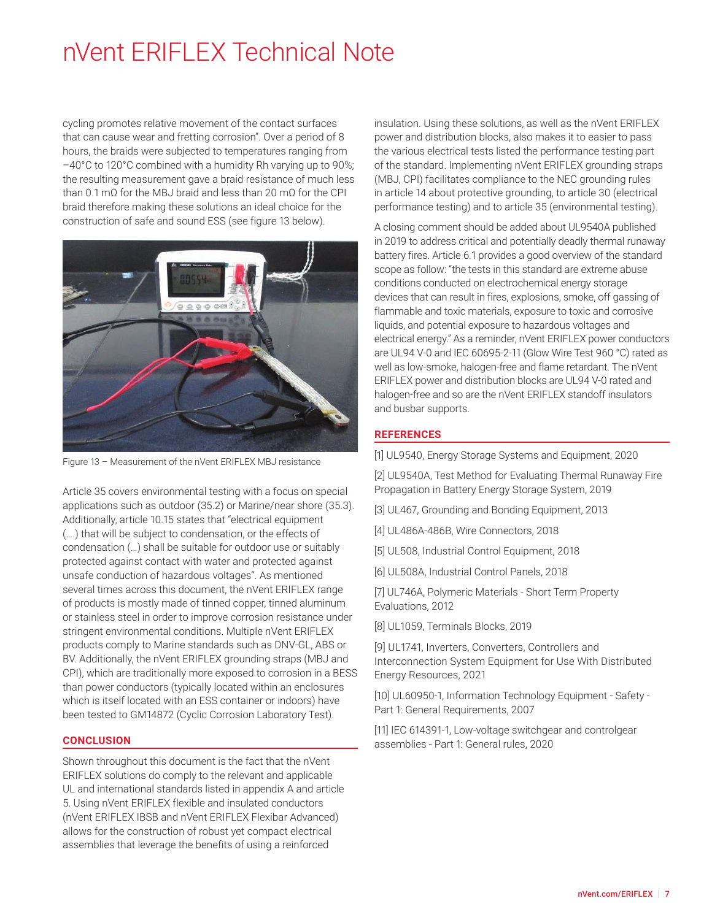cycling promotes relative movement of the contact surfaces that can cause wear and fretting corrosion". Over a period of 8 hours, the braids were subjected to temperatures ranging from −40°C to 120°C combined with a humidity Rh varying up to 90%; the resulting measurement gave a braid resistance of much less than 0.1 mΩ for the MBJ braid and less than 20 mΩ for the CPI braid therefore making these solutions an ideal choice for the construction of safe and sound ESS (see figure 13 below).

Figure 13 – Measurement of the nVent ERIFLEX MBJ resistance

Article 35 covers environmental testing with a focus on special applications such as outdoor (35.2) or Marine/near shore (35.3). Additionally, article 10.15 states that "electrical equipment (....) that will be subject to condensation, or the effects of condensation (...) shall be suitable for outdoor use or suitably protected against contact with water and protected against unsafe conduction of hazardous voltages". As mentioned several times across this document, the nVent ERIFLEX range of products is mostly made of tinned copper, tinned aluminum or stainless steel in order to improve corrosion resistance under stringent environmental conditions. Multiple nVent ERIFLEX products comply to Marine standards such as DNV-GL, ABS or BV. Additionally, the nVent ERIFLEX grounding straps (MBJ and CPI), which are traditionally more exposed to corrosion in a BESS than power conductors (typically located within an enclosures which is itself located with an ESS container or indoors) have been tested to GM14872 (Cyclic Corrosion Laboratory Test).

## CONCLUSION

Shown throughout this document is the fact that the nVent ERIFLEX solutions do comply to the relevant and applicable UL and international standards listed in appendix A and article 5. Using nVent ERIFLEX flexible and insulated conductors (nVent ERIFLEX IBSB and nVent ERIFLEX Flexibar Advanced) allows for the construction of robust yet compact electrical assemblies that leverage the benefits of using a reinforced insulation. Using these solutions, as well as the nVent ERIFLEX power and distribution blocks, also makes it to easier to pass the various electrical tests listed the performance testing part of the standard. Implementing nVent ERIFLEX grounding straps (MBJ, CPI) facilitates compliance to the NEC grounding rules in article 14 about protective grounding, to article 30 (electrical performance testing) and to article 35 (environmental testing).

A closing comment should be added about UL9540A published in 2019 to address critical and potentially deadly thermal runaway battery fires. Article 6.1 provides a good overview of the standard scope as follow: "the tests in this standard are extreme abuse conditions conducted on electrochemical energy storage devices that can result in fires, explosions, smoke, off gassing of flammable and toxic materials, exposure to toxic and corrosive liquids, and potential exposure to hazardous voltages and electrical energy." As a reminder, nVent ERIFLEX power conductors are UL94 V-0 and IEC 60695-2-11 (Glow Wire Test 960 °C) rated as well as low-smoke, halogen-free and flame retardant. The nVent ERIFLEX power and distribution blocks are UL94 V-0 rated and halogen-free and so are the nVent ERIFLEX standoff insulators and busbar supports.

## REFERENCES

[1] UL9540, Energy Storage Systems and Equipment, 2020

[2] UL9540A, Test Method for Evaluating Thermal Runaway Fire Propagation in Battery Energy Storage System, 2019

[3] UL467, Grounding and Bonding Equipment, 2013

[4] UL486A-486B, Wire Connectors, 2018

[5] UL508, Industrial Control Equipment, 2018

[6] UL508A, Industrial Control Panels, 2018

[7] UL746A, Polymeric Materials - Short Term Property Evaluations, 2012

[8] UL1059, Terminals Blocks, 2019

[9] UL1741, Inverters, Converters, Controllers and Interconnection System Equipment for Use With Distributed Energy Resources, 2021

[10] UL60950-1, Information Technology Equipment - Safety - Part 1: General Requirements, 2007

[11] IEC 614391-1, Low-voltage switchgear and controlgear assemblies - Part 1: General rules, 2020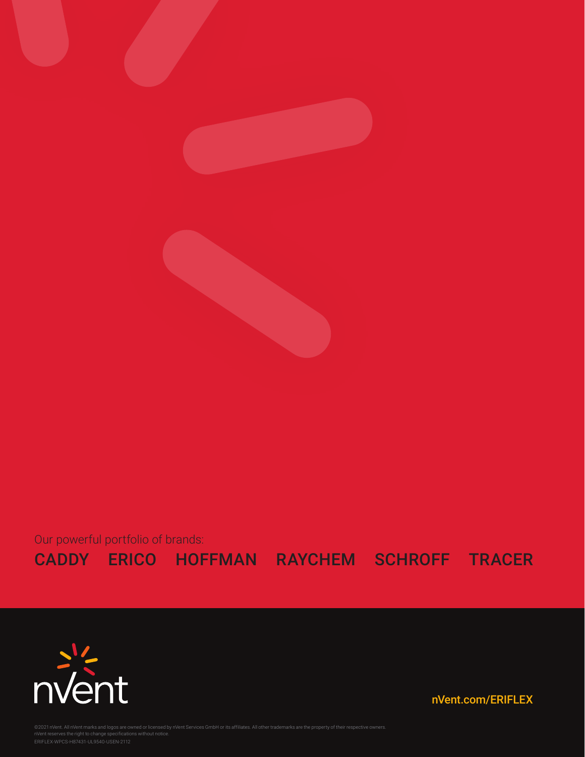Our powerful portfolio of brands:

CADDY ERICO HOFFMAN RAYCHEM SCHROFF TRACER

nVent

nVent.com/ERIFLEX

©2021 nVent. All nVent marks and logos are owned or licensed by nVent Services GmbH or its affiliates. All other trademarks are the property of their respective owners.
nVent reserves the right to change specifications without notice.

ERIFLEX-WPCS-H87431-UL9540-USEN-2112